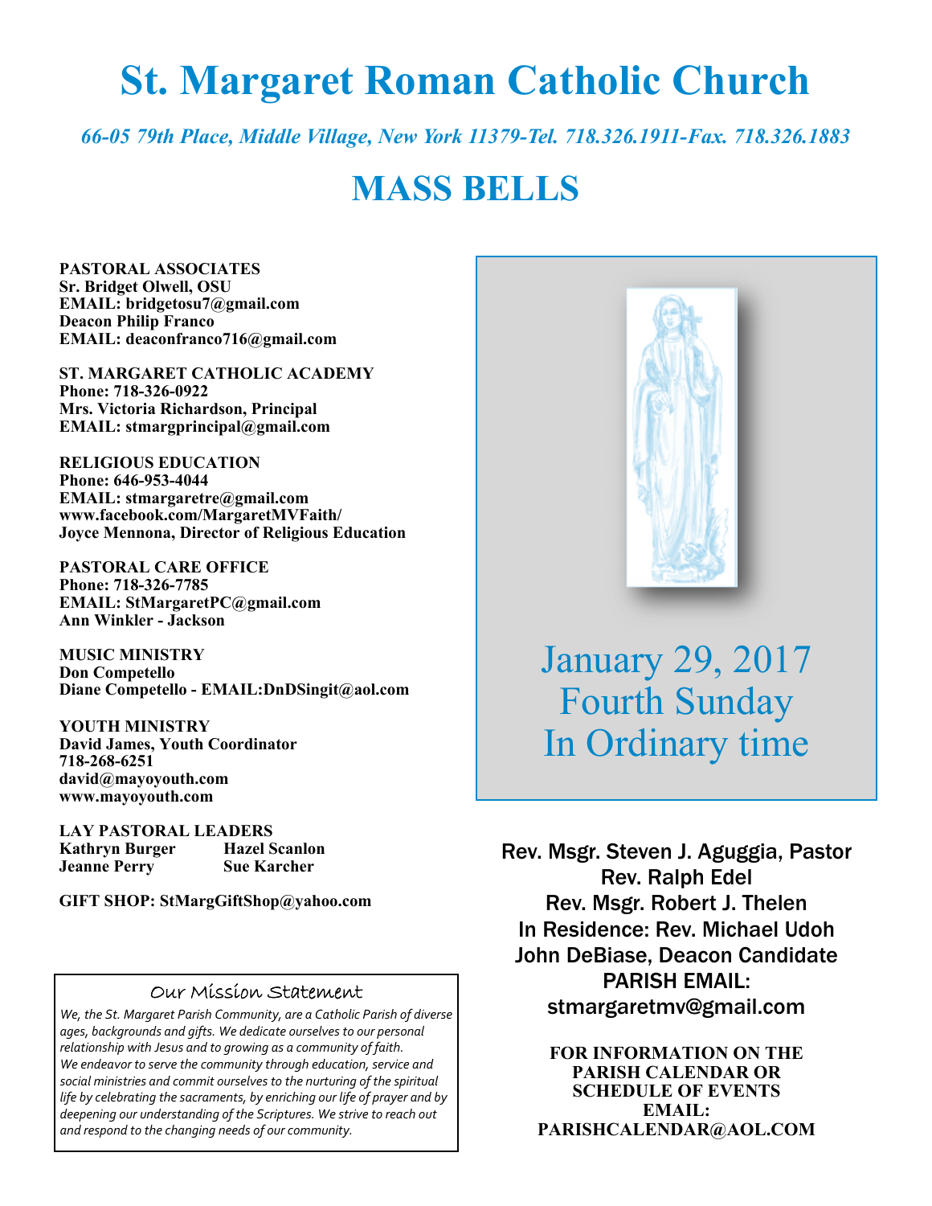# St. Margaret Roman Catholic Church

*66-05 79th Place, Middle Village, New York 11379-Tel. 718.326.1911-Fax. 718.326.1883*

## MASS BELLS

**PASTORAL ASSOCIATES**
**Sr. Bridget Olwell, OSU**
**EMAIL: bridgetosu7@gmail.com**
**Deacon Philip Franco**
**EMAIL: deaconfranco716@gmail.com**

**ST. MARGARET CATHOLIC ACADEMY**
**Phone: 718-326-0922**
**Mrs. Victoria Richardson, Principal**
**EMAIL: stmargprincipal@gmail.com**

**RELIGIOUS EDUCATION**
**Phone: 646-953-4044**
**EMAIL: stmargaretre@gmail.com**
**www.facebook.com/MargaretMVFaith/**
**Joyce Mennona, Director of Religious Education**

**PASTORAL CARE OFFICE**
**Phone: 718-326-7785**
**EMAIL: StMargaretPC@gmail.com**
**Ann Winkler - Jackson**

**MUSIC MINISTRY**
**Don Competello**
**Diane Competello - EMAIL:DnDSingit@aol.com**

**YOUTH MINISTRY**
**David James, Youth Coordinator**
**718-268-6251**
**david@mayoyouth.com**
**www.mayoyouth.com**

**LAY PASTORAL LEADERS**

| | |
|---|---|
| **Kathryn Burger** | **Hazel Scanlon** |
| **Jeanne Perry** | **Sue Karcher** |

**GIFT SHOP: StMargGiftShop@yahoo.com**

### Our Mission Statement

*We, the St. Margaret Parish Community, are a Catholic Parish of diverse ages, backgrounds and gifts. We dedicate ourselves to our personal relationship with Jesus and to growing as a community of faith. We endeavor to serve the community through education, service and social ministries and commit ourselves to the nurturing of the spiritual life by celebrating the sacraments, by enriching our life of prayer and by deepening our understanding of the Scriptures. We strive to reach out and respond to the changing needs of our community.*

January 29, 2017
Fourth Sunday
In Ordinary time

Rev. Msgr. Steven J. Aguggia, Pastor
Rev. Ralph Edel
Rev. Msgr. Robert J. Thelen
In Residence: Rev. Michael Udoh
John DeBiase, Deacon Candidate
PARISH EMAIL:
stmargaretmv@gmail.com

**FOR INFORMATION ON THE PARISH CALENDAR OR SCHEDULE OF EVENTS EMAIL: PARISHCALENDAR@AOL.COM**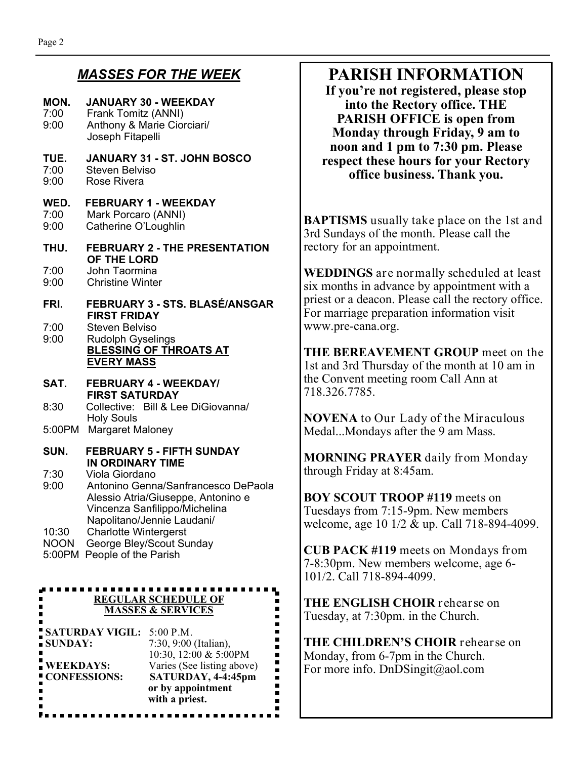## *MASSES FOR THE WEEK*

**MON. JANUARY 30 - WEEKDAY**
7:00 Frank Tomitz (ANNI)
9:00 Anthony & Marie Ciorciari/ Joseph Fitapelli

**TUE. JANUARY 31 - ST. JOHN BOSCO**
7:00 Steven Belviso
9:00 Rose Rivera

**WED. FEBRUARY 1 - WEEKDAY**
7:00 Mark Porcaro (ANNI)
9:00 Catherine O'Loughlin

**THU. FEBRUARY 2 - THE PRESENTATION OF THE LORD**
7:00 John Taormina
9:00 Christine Winter

**FRI. FEBRUARY 3 - STS. BLASÉ/ANSGAR FIRST FRIDAY**
7:00 Steven Belviso
9:00 Rudolph Gyselings
**BLESSING OF THROATS AT EVERY MASS**

**SAT. FEBRUARY 4 - WEEKDAY/ FIRST SATURDAY**
8:30 Collective: Bill & Lee DiGiovanna/ Holy Souls
5:00PM Margaret Maloney

**SUN. FEBRUARY 5 - FIFTH SUNDAY IN ORDINARY TIME**
7:30 Viola Giordano
9:00 Antonino Genna/Sanfrancesco DePaola Alessio Atria/Giuseppe, Antonino e Vincenza Sanfilippo/Michelina Napolitano/Jennie Laudani/
10:30 Charlotte Wintergerst
NOON George Bley/Scout Sunday
5:00PM People of the Parish

**REGULAR SCHEDULE OF MASSES & SERVICES**

| | |
|---|---|
| **SATURDAY VIGIL:** | 5:00 P.M. |
| **SUNDAY:** | 7:30, 9:00 (Italian), 10:30, 12:00 & 5:00PM |
| **WEEKDAYS:** | Varies (See listing above) |
| **CONFESSIONS:** | **SATURDAY, 4-4:45pm or by appointment with a priest.** |

# PARISH INFORMATION

**If you're not registered, please stop into the Rectory office. THE PARISH OFFICE is open from Monday through Friday, 9 am to noon and 1 pm to 7:30 pm. Please respect these hours for your Rectory office business. Thank you.**

**BAPTISMS** usually take place on the 1st and 3rd Sundays of the month. Please call the rectory for an appointment.

**WEDDINGS** are normally scheduled at least six months in advance by appointment with a priest or a deacon. Please call the rectory office. For marriage preparation information visit www.pre-cana.org.

**THE BEREAVEMENT GROUP** meet on the 1st and 3rd Thursday of the month at 10 am in the Convent meeting room Call Ann at 718.326.7785.

**NOVENA** to Our Lady of the Miraculous Medal...Mondays after the 9 am Mass.

**MORNING PRAYER** daily from Monday through Friday at 8:45am.

**BOY SCOUT TROOP #119** meets on Tuesdays from 7:15-9pm. New members welcome, age 10 1/2 & up. Call 718-894-4099.

**CUB PACK #119** meets on Mondays from 7-8:30pm. New members welcome, age 6-101/2. Call 718-894-4099.

**THE ENGLISH CHOIR** rehearse on Tuesday, at 7:30pm. in the Church.

**THE CHILDREN'S CHOIR** rehearse on Monday, from 6-7pm in the Church. For more info. DnDSingit@aol.com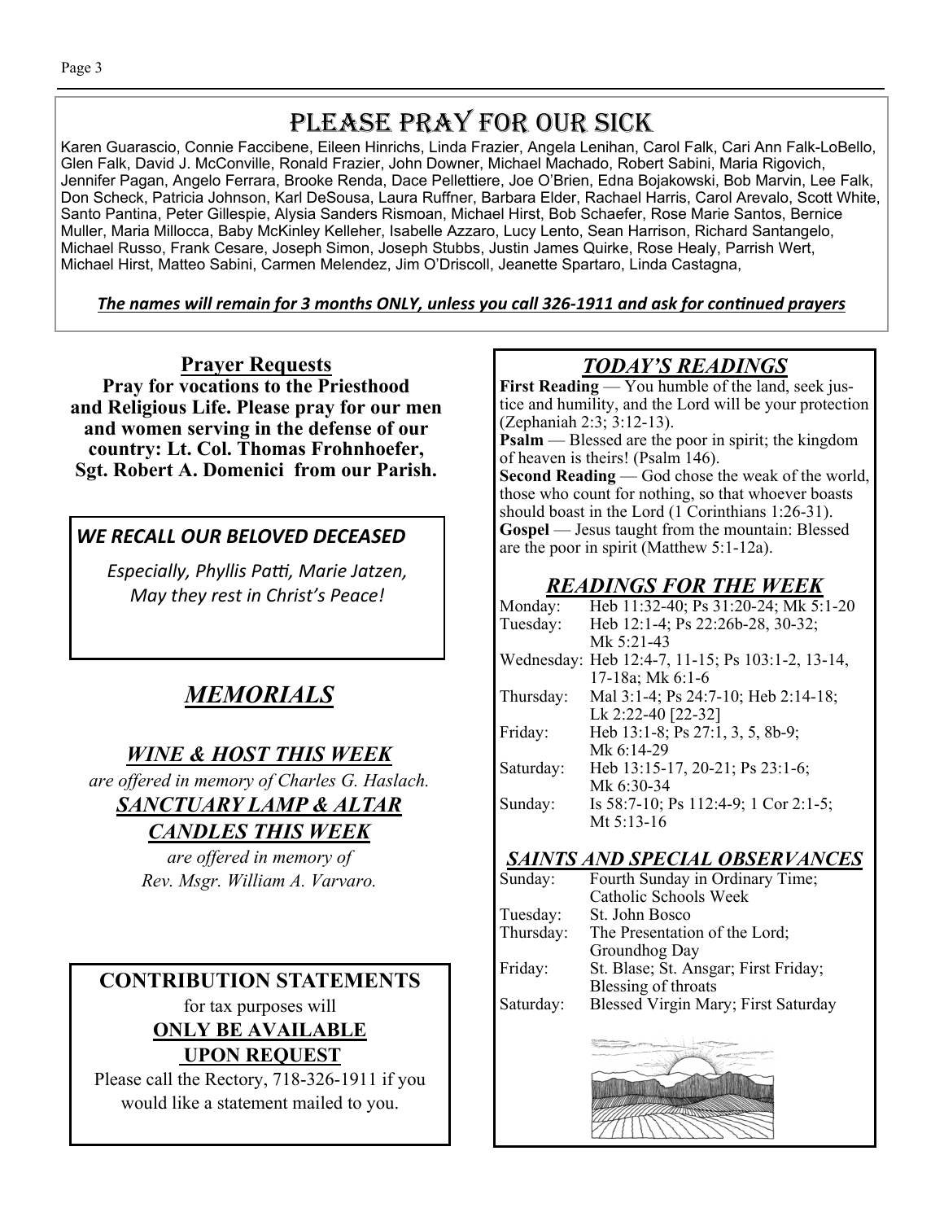# PLEASE PRAY FOR OUR SICK

Karen Guarascio, Connie Faccibene, Eileen Hinrichs, Linda Frazier, Angela Lenihan, Carol Falk, Cari Ann Falk-LoBello, Glen Falk, David J. McConville, Ronald Frazier, John Downer, Michael Machado, Robert Sabini, Maria Rigovich, Jennifer Pagan, Angelo Ferrara, Brooke Renda, Dace Pellettiere, Joe O'Brien, Edna Bojakowski, Bob Marvin, Lee Falk, Don Scheck, Patricia Johnson, Karl DeSousa, Laura Ruffner, Barbara Elder, Rachael Harris, Carol Arevalo, Scott White, Santo Pantina, Peter Gillespie, Alysia Sanders Rismoan, Michael Hirst, Bob Schaefer, Rose Marie Santos, Bernice Muller, Maria Millocca, Baby McKinley Kelleher, Isabelle Azzaro, Lucy Lento, Sean Harrison, Richard Santangelo, Michael Russo, Frank Cesare, Joseph Simon, Joseph Stubbs, Justin James Quirke, Rose Healy, Parrish Wert, Michael Hirst, Matteo Sabini, Carmen Melendez, Jim O'Driscoll, Jeanette Spartaro, Linda Castagna,

***The names will remain for 3 months ONLY, unless you call 326-1911 and ask for continued prayers***

## Prayer Requests

**Pray for vocations to the Priesthood and Religious Life. Please pray for our men and women serving in the defense of our country: Lt. Col. Thomas Frohnhoefer, Sgt. Robert A. Domenici from our Parish.**

### *WE RECALL OUR BELOVED DECEASED*

*Especially, Phyllis Patti, Marie Jatzen,*
*May they rest in Christ's Peace!*

## *MEMORIALS*

### *WINE & HOST THIS WEEK*

*are offered in memory of Charles G. Haslach.*

### *SANCTUARY LAMP & ALTAR CANDLES THIS WEEK*

*are offered in memory of*
*Rev. Msgr. William A. Varvaro.*

## CONTRIBUTION STATEMENTS

for tax purposes will

**ONLY BE AVAILABLE UPON REQUEST**

Please call the Rectory, 718-326-1911 if you would like a statement mailed to you.

## *TODAY'S READINGS*

**First Reading** — You humble of the land, seek justice and humility, and the Lord will be your protection (Zephaniah 2:3; 3:12-13).
**Psalm** — Blessed are the poor in spirit; the kingdom of heaven is theirs! (Psalm 146).
**Second Reading** — God chose the weak of the world, those who count for nothing, so that whoever boasts should boast in the Lord (1 Corinthians 1:26-31).
**Gospel** — Jesus taught from the mountain: Blessed are the poor in spirit (Matthew 5:1-12a).

## *READINGS FOR THE WEEK*

| | |
|---|---|
| Monday: | Heb 11:32-40; Ps 31:20-24; Mk 5:1-20 |
| Tuesday: | Heb 12:1-4; Ps 22:26b-28, 30-32; Mk 5:21-43 |
| Wednesday: | Heb 12:4-7, 11-15; Ps 103:1-2, 13-14, 17-18a; Mk 6:1-6 |
| Thursday: | Mal 3:1-4; Ps 24:7-10; Heb 2:14-18; Lk 2:22-40 [22-32] |
| Friday: | Heb 13:1-8; Ps 27:1, 3, 5, 8b-9; Mk 6:14-29 |
| Saturday: | Heb 13:15-17, 20-21; Ps 23:1-6; Mk 6:30-34 |
| Sunday: | Is 58:7-10; Ps 112:4-9; 1 Cor 2:1-5; Mt 5:13-16 |

## *SAINTS AND SPECIAL OBSERVANCES*

| | |
|---|---|
| Sunday: | Fourth Sunday in Ordinary Time; Catholic Schools Week |
| Tuesday: | St. John Bosco |
| Thursday: | The Presentation of the Lord; Groundhog Day |
| Friday: | St. Blase; St. Ansgar; First Friday; Blessing of throats |
| Saturday: | Blessed Virgin Mary; First Saturday |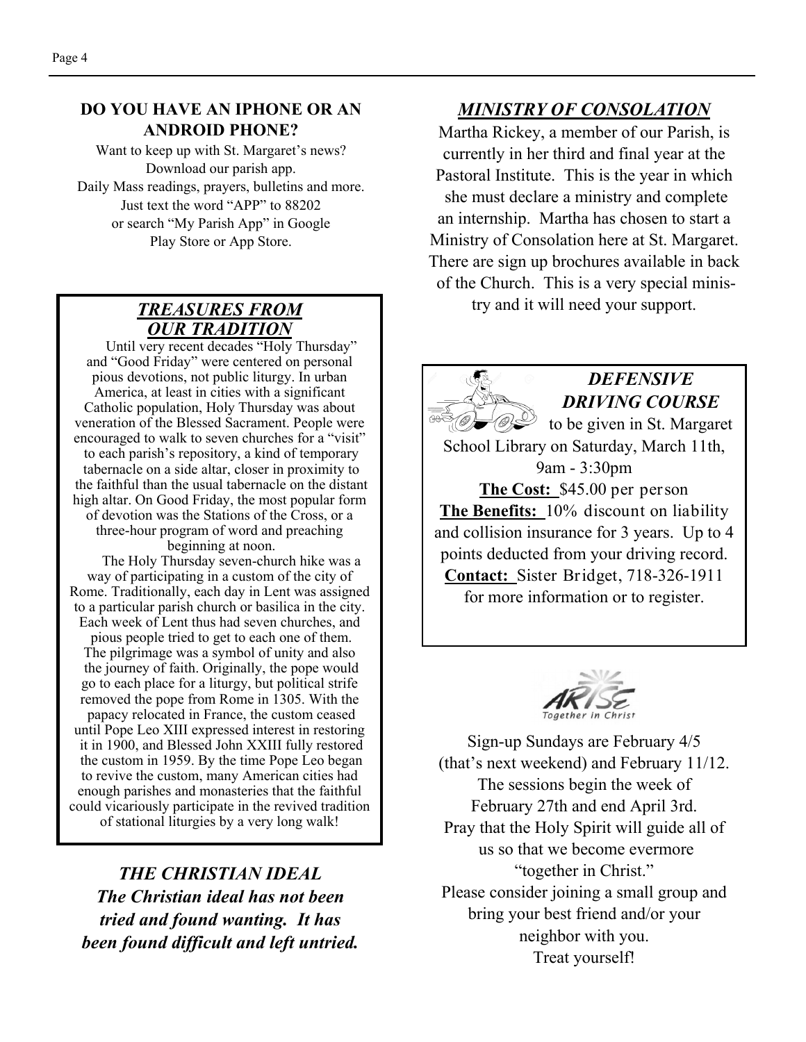## DO YOU HAVE AN IPHONE OR AN ANDROID PHONE?

Want to keep up with St. Margaret's news? Download our parish app. Daily Mass readings, prayers, bulletins and more. Just text the word "APP" to 88202 or search "My Parish App" in Google Play Store or App Store.

## *TREASURES FROM OUR TRADITION*

Until very recent decades "Holy Thursday" and "Good Friday" were centered on personal pious devotions, not public liturgy. In urban America, at least in cities with a significant Catholic population, Holy Thursday was about veneration of the Blessed Sacrament. People were encouraged to walk to seven churches for a "visit" to each parish's repository, a kind of temporary tabernacle on a side altar, closer in proximity to the faithful than the usual tabernacle on the distant high altar. On Good Friday, the most popular form of devotion was the Stations of the Cross, or a three-hour program of word and preaching beginning at noon.

The Holy Thursday seven-church hike was a way of participating in a custom of the city of Rome. Traditionally, each day in Lent was assigned to a particular parish church or basilica in the city. Each week of Lent thus had seven churches, and pious people tried to get to each one of them. The pilgrimage was a symbol of unity and also the journey of faith. Originally, the pope would go to each place for a liturgy, but political strife removed the pope from Rome in 1305. With the papacy relocated in France, the custom ceased until Pope Leo XIII expressed interest in restoring it in 1900, and Blessed John XXIII fully restored the custom in 1959. By the time Pope Leo began to revive the custom, many American cities had enough parishes and monasteries that the faithful could vicariously participate in the revived tradition of stational liturgies by a very long walk!

## *THE CHRISTIAN IDEAL*

***The Christian ideal has not been tried and found wanting. It has been found difficult and left untried.***

## *MINISTRY OF CONSOLATION*

Martha Rickey, a member of our Parish, is currently in her third and final year at the Pastoral Institute. This is the year in which she must declare a ministry and complete an internship. Martha has chosen to start a Ministry of Consolation here at St. Margaret. There are sign up brochures available in back of the Church. This is a very special ministry and it will need your support.

## *DEFENSIVE DRIVING COURSE*

to be given in St. Margaret School Library on Saturday, March 11th, 9am - 3:30pm

**The Cost:** $45.00 per person

**The Benefits:** 10% discount on liability and collision insurance for 3 years. Up to 4 points deducted from your driving record.

**Contact:** Sister Bridget, 718-326-1911 for more information or to register.

ARISE Together in Christ

Sign-up Sundays are February 4/5 (that's next weekend) and February 11/12. The sessions begin the week of February 27th and end April 3rd. Pray that the Holy Spirit will guide all of us so that we become evermore "together in Christ." Please consider joining a small group and bring your best friend and/or your neighbor with you. Treat yourself!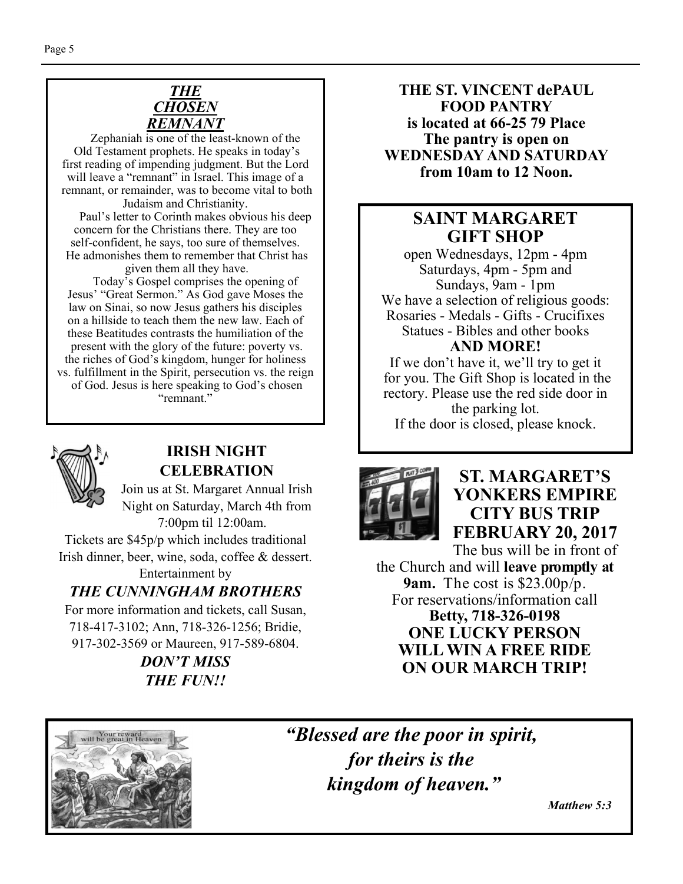## *THE CHOSEN REMNANT*

Zephaniah is one of the least-known of the Old Testament prophets. He speaks in today's first reading of impending judgment. But the Lord will leave a "remnant" in Israel. This image of a remnant, or remainder, was to become vital to both Judaism and Christianity.

Paul's letter to Corinth makes obvious his deep concern for the Christians there. They are too self-confident, he says, too sure of themselves. He admonishes them to remember that Christ has given them all they have.

Today's Gospel comprises the opening of Jesus' "Great Sermon." As God gave Moses the law on Sinai, so now Jesus gathers his disciples on a hillside to teach them the new law. Each of these Beatitudes contrasts the humiliation of the present with the glory of the future: poverty vs. the riches of God's kingdom, hunger for holiness vs. fulfillment in the Spirit, persecution vs. the reign of God. Jesus is here speaking to God's chosen "remnant."

## IRISH NIGHT CELEBRATION

Join us at St. Margaret Annual Irish Night on Saturday, March 4th from 7:00pm til 12:00am.

Tickets are $45p/p which includes traditional Irish dinner, beer, wine, soda, coffee & dessert. Entertainment by

***THE CUNNINGHAM BROTHERS***

For more information and tickets, call Susan, 718-417-3102; Ann, 718-326-1256; Bridie, 917-302-3569 or Maureen, 917-589-6804.

***DON'T MISS THE FUN!!***

**THE ST. VINCENT dePAUL FOOD PANTRY is located at 66-25 79 Place The pantry is open on WEDNESDAY AND SATURDAY from 10am to 12 Noon.**

## SAINT MARGARET GIFT SHOP

open Wednesdays, 12pm - 4pm
Saturdays, 4pm - 5pm and
Sundays, 9am - 1pm

We have a selection of religious goods:
Rosaries - Medals - Gifts - Crucifixes
Statues - Bibles and other books

**AND MORE!**

If we don't have it, we'll try to get it for you. The Gift Shop is located in the rectory. Please use the red side door in the parking lot.
If the door is closed, please knock.

## ST. MARGARET'S YONKERS EMPIRE CITY BUS TRIP FEBRUARY 20, 2017

The bus will be in front of the Church and will **leave promptly at 9am.** The cost is $23.00p/p.
For reservations/information call
**Betty, 718-326-0198**

**ONE LUCKY PERSON WILL WIN A FREE RIDE ON OUR MARCH TRIP!**

***"Blessed are the poor in spirit, for theirs is the kingdom of heaven."***

***Matthew 5:3***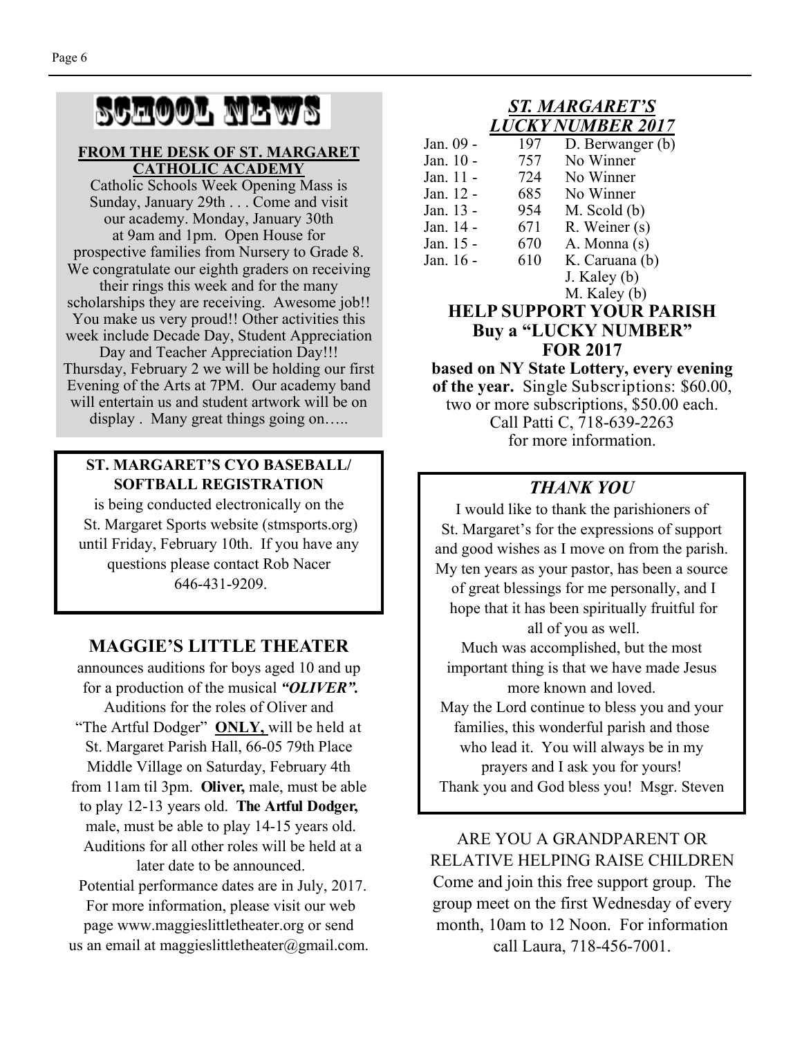# SCHOOL NEWS

**FROM THE DESK OF ST. MARGARET CATHOLIC ACADEMY**

Catholic Schools Week Opening Mass is Sunday, January 29th . . . Come and visit our academy. Monday, January 30th at 9am and 1pm. Open House for prospective families from Nursery to Grade 8. We congratulate our eighth graders on receiving their rings this week and for the many scholarships they are receiving. Awesome job!! You make us very proud!! Other activities this week include Decade Day, Student Appreciation Day and Teacher Appreciation Day!!! Thursday, February 2 we will be holding our first Evening of the Arts at 7PM. Our academy band will entertain us and student artwork will be on display . Many great things going on…..

**ST. MARGARET'S CYO BASEBALL/ SOFTBALL REGISTRATION**

is being conducted electronically on the St. Margaret Sports website (stmsports.org) until Friday, February 10th. If you have any questions please contact Rob Nacer 646-431-9209.

## MAGGIE'S LITTLE THEATER

announces auditions for boys aged 10 and up for a production of the musical ***"OLIVER".*** Auditions for the roles of Oliver and "The Artful Dodger" **ONLY,** will be held at St. Margaret Parish Hall, 66-05 79th Place Middle Village on Saturday, February 4th from 11am til 3pm. **Oliver,** male, must be able to play 12-13 years old. **The Artful Dodger,** male, must be able to play 14-15 years old. Auditions for all other roles will be held at a later date to be announced.

Potential performance dates are in July, 2017. For more information, please visit our web page www.maggieslittletheater.org or send us an email at maggieslittletheater@gmail.com.

## *ST. MARGARET'S LUCKY NUMBER 2017*

| Date | Number | Winner |
|---|---|---|
| Jan. 09 - | 197 | D. Berwanger (b) |
| Jan. 10 - | 757 | No Winner |
| Jan. 11 - | 724 | No Winner |
| Jan. 12 - | 685 | No Winner |
| Jan. 13 - | 954 | M. Scold (b) |
| Jan. 14 - | 671 | R. Weiner (s) |
| Jan. 15 - | 670 | A. Monna (s) |
| Jan. 16 - | 610 | K. Caruana (b) |
| | | J. Kaley (b) |
| | | M. Kaley (b) |

**HELP SUPPORT YOUR PARISH**
**Buy a "LUCKY NUMBER" FOR 2017**

**based on NY State Lottery, every evening of the year.** Single Subscriptions: $60.00, two or more subscriptions, $50.00 each. Call Patti C, 718-639-2263 for more information.

## *THANK YOU*

I would like to thank the parishioners of St. Margaret's for the expressions of support and good wishes as I move on from the parish. My ten years as your pastor, has been a source of great blessings for me personally, and I hope that it has been spiritually fruitful for all of you as well.

Much was accomplished, but the most important thing is that we have made Jesus more known and loved.

May the Lord continue to bless you and your families, this wonderful parish and those who lead it. You will always be in my prayers and I ask you for yours!

Thank you and God bless you! Msgr. Steven

ARE YOU A GRANDPARENT OR RELATIVE HELPING RAISE CHILDREN

Come and join this free support group. The group meet on the first Wednesday of every month, 10am to 12 Noon. For information call Laura, 718-456-7001.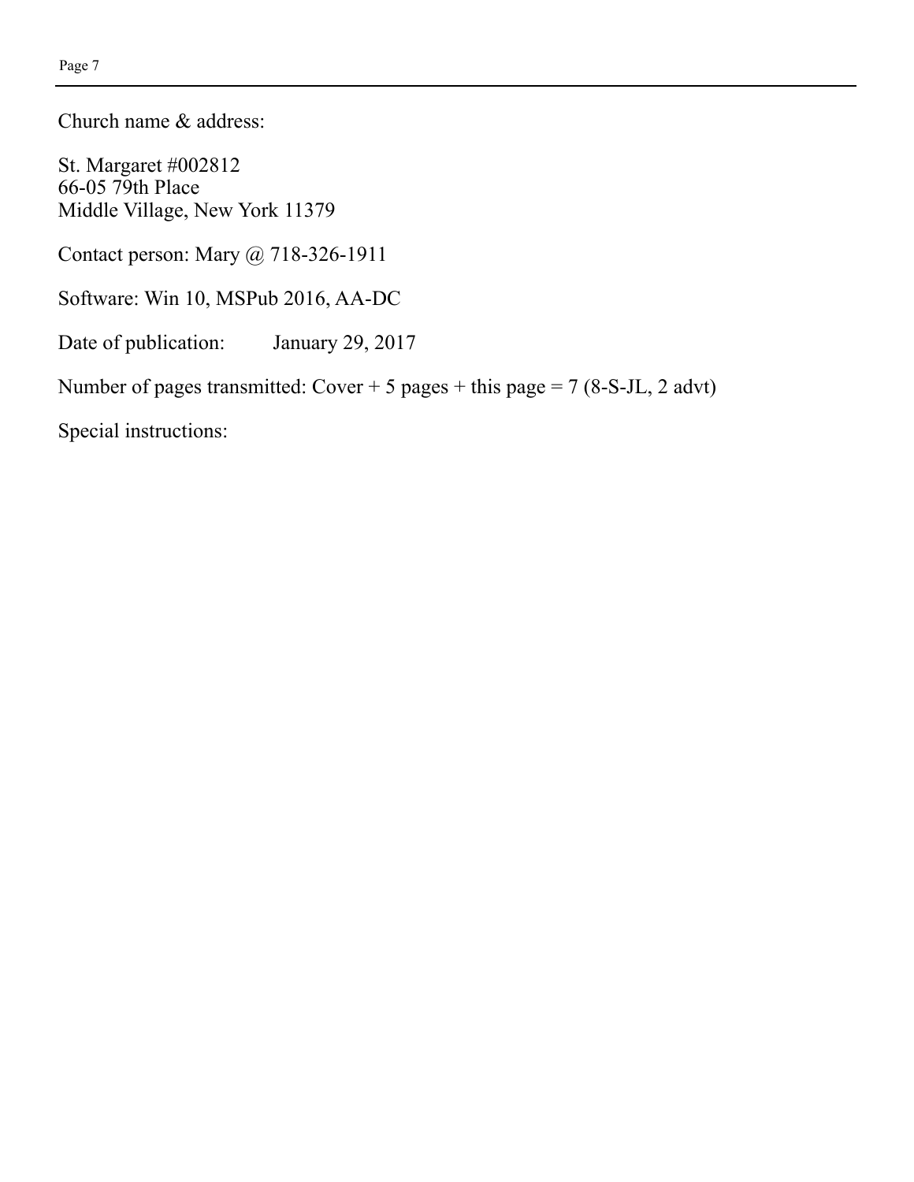Church name & address:

St. Margaret #002812
66-05 79th Place
Middle Village, New York 11379

Contact person: Mary @ 718-326-1911

Software: Win 10, MSPub 2016, AA-DC

Date of publication: January 29, 2017

Number of pages transmitted: Cover + 5 pages + this page = 7 (8-S-JL, 2 advt)

Special instructions: